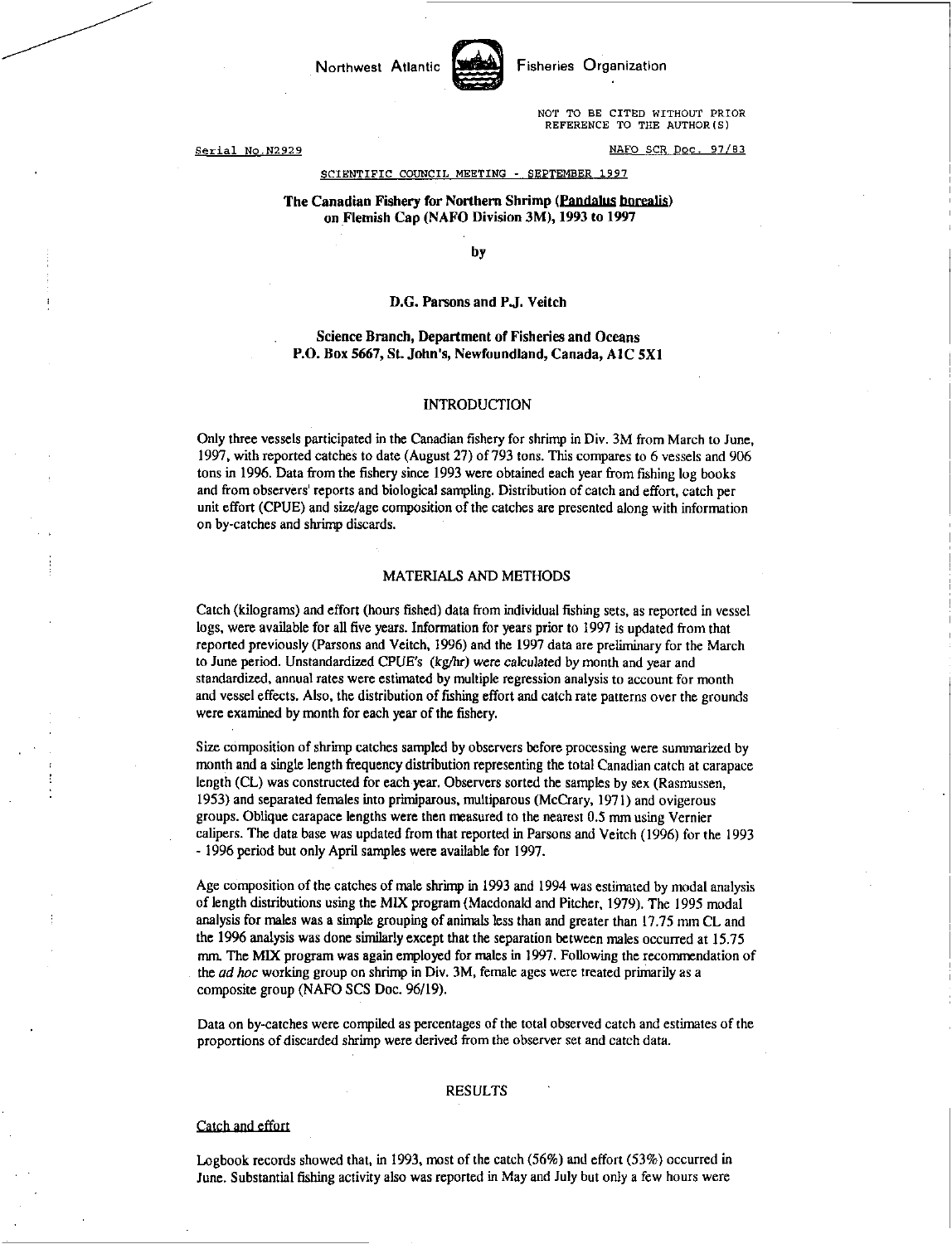Northwest Atlantic Fisheries Organization

NOT TO BE CITED WITHOUT PRIOR REFERENCE TO THE AUTHOR(S)

Serial No. N2929

NAFO SCR Doc. 97/83

SCIENTIFIC COUNCIL MEETING - SEPTEMBER 1997

# The Canadian Fishery for Northern Shrimp (*Pandalus borealis*) on Flemish Cap (NAFO Division 3M), 1993 to 1997

by

**D.G. Parsons and P.J. Veitch**

**Science Branch, Department of Fisheries and Oceans**
**P.O. Box 5667, St. John's, Newfoundland, Canada, A1C 5X1**

## INTRODUCTION

Only three vessels participated in the Canadian fishery for shrimp in Div. 3M from March to June, 1997, with reported catches to date (August 27) of 793 tons. This compares to 6 vessels and 906 tons in 1996. Data from the fishery since 1993 were obtained each year from fishing log books and from observers' reports and biological sampling. Distribution of catch and effort, catch per unit effort (CPUE) and size/age composition of the catches are presented along with information on by-catches and shrimp discards.

## MATERIALS AND METHODS

Catch (kilograms) and effort (hours fished) data from individual fishing sets, as reported in vessel logs, were available for all five years. Information for years prior to 1997 is updated from that reported previously (Parsons and Veitch, 1996) and the 1997 data are preliminary for the March to June period. Unstandardized CPUE's (kg/hr) were calculated by month and year and standardized, annual rates were estimated by multiple regression analysis to account for month and vessel effects. Also, the distribution of fishing effort and catch rate patterns over the grounds were examined by month for each year of the fishery.

Size composition of shrimp catches sampled by observers before processing were summarized by month and a single length frequency distribution representing the total Canadian catch at carapace length (CL) was constructed for each year. Observers sorted the samples by sex (Rasmussen, 1953) and separated females into primiparous, multiparous (McCrary, 1971) and ovigerous groups. Oblique carapace lengths were then measured to the nearest 0.5 mm using Vernier calipers. The data base was updated from that reported in Parsons and Veitch (1996) for the 1993 - 1996 period but only April samples were available for 1997.

Age composition of the catches of male shrimp in 1993 and 1994 was estimated by modal analysis of length distributions using the MIX program (Macdonald and Pitcher, 1979). The 1995 modal analysis for males was a simple grouping of animals less than and greater than 17.75 mm CL and the 1996 analysis was done similarly except that the separation between males occurred at 15.75 mm. The MIX program was again employed for males in 1997. Following the recommendation of the *ad hoc* working group on shrimp in Div. 3M, female ages were treated primarily as a composite group (NAFO SCS Doc. 96/19).

Data on by-catches were compiled as percentages of the total observed catch and estimates of the proportions of discarded shrimp were derived from the observer set and catch data.

## RESULTS

### Catch and effort

Logbook records showed that, in 1993, most of the catch (56%) and effort (53%) occurred in June. Substantial fishing activity also was reported in May and July but only a few hours were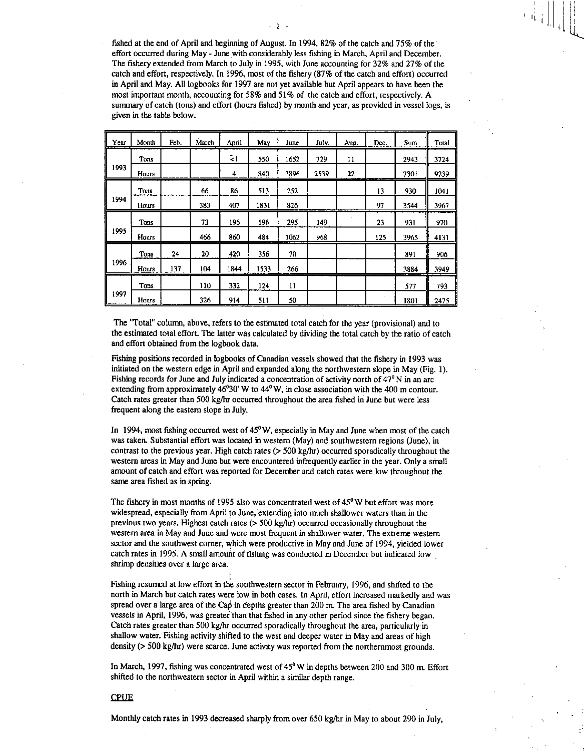fished at the end of April and beginning of August. In 1994, 82% of the catch and 75% of the effort occurred during May - June with considerably less fishing in March, April and December. The fishery extended from March to July in 1995, with June accounting for 32% and 27% of the catch and effort, respectively. In 1996, most of the fishery (87% of the catch and effort) occurred in April and May. All logbooks for 1997 are not yet available but April appears to have been the most important month, accounting for 58% and 51% of the catch and effort, respectively. A summary of catch (tons) and effort (hours fished) by month and year, as provided in vessel logs, is given in the table below.

| Year | Month | Feb. | March | April | May | June | July. | Aug. | Dec. | Sum | Total |
|---|---|---|---|---|---|---|---|---|---|---|---|
| 1993 | Tons | | | <1 | 550 | 1652 | 729 | 11 | | 2943 | 3724 |
| | Hours | | | 4 | 840 | 3896 | 2539 | 22 | | 7301 | 9239 |
| 1994 | Tons | | 66 | 86 | 513 | 252 | | | 13 | 930 | 1041 |
| | Hours | | 383 | 407 | 1831 | 826 | | | 97 | 3544 | 3967 |
| 1995 | Tons | | 73 | 196 | 196 | 295 | 149 | | 23 | 931 | 970 |
| | Hours | | 466 | 860 | 484 | 1062 | 968 | | 125 | 3965 | 4131 |
| 1996 | Tons | 24 | 20 | 420 | 356 | 70 | | | | 891 | 906 |
| | Hours | 137 | 104 | 1844 | 1533 | 266 | | | | 3884 | 3949 |
| 1997 | Tons | | 110 | 332 | 124 | 11 | | | | 577 | 793 |
| | Hours | | 326 | 914 | 511 | 50 | | | | 1801 | 2475 |

The "Total" column, above, refers to the estimated total catch for the year (provisional) and to the estimated total effort. The latter was calculated by dividing the total catch by the ratio of catch and effort obtained from the logbook data.

Fishing positions recorded in logbooks of Canadian vessels showed that the fishery in 1993 was initiated on the western edge in April and expanded along the northwestern slope in May (Fig. 1). Fishing records for June and July indicated a concentration of activity north of 47° N in an arc extending from approximately 46°30' W to 44° W, in close association with the 400 m contour. Catch rates greater than 500 kg/hr occurred throughout the area fished in June but were less frequent along the eastern slope in July.

In 1994, most fishing occurred west of 45° W, especially in May and June when most of the catch was taken. Substantial effort was located in western (May) and southwestern regions (June), in contrast to the previous year. High catch rates (> 500 kg/hr) occurred sporadically throughout the western areas in May and June but were encountered infrequently earlier in the year. Only a small amount of catch and effort was reported for December and catch rates were low throughout the same area fished as in spring.

The fishery in most months of 1995 also was concentrated west of 45° W but effort was more widespread, especially from April to June, extending into much shallower waters than in the previous two years. Highest catch rates (> 500 kg/hr) occurred occasionally throughout the western area in May and June and were most frequent in shallower water. The extreme western sector and the southwest corner, which were productive in May and June of 1994, yielded lower catch rates in 1995. A small amount of fishing was conducted in December but indicated low shrimp densities over a large area.

Fishing resumed at low effort in the southwestern sector in February, 1996, and shifted to the north in March but catch rates were low in both cases. In April, effort increased markedly and was spread over a large area of the Cap in depths greater than 200 m. The area fished by Canadian vessels in April, 1996, was greater than that fished in any other period since the fishery began. Catch rates greater than 500 kg/hr occurred sporadically throughout the area, particularly in shallow water. Fishing activity shifted to the west and deeper water in May and areas of high density (> 500 kg/hr) were scarce. June activity was reported from the northernmost grounds.

In March, 1997, fishing was concentrated west of 45° W in depths between 200 and 300 m. Effort shifted to the northwestern sector in April within a similar depth range.

## CPUE

Monthly catch rates in 1993 decreased sharply from over 650 kg/hr in May to about 290 in July,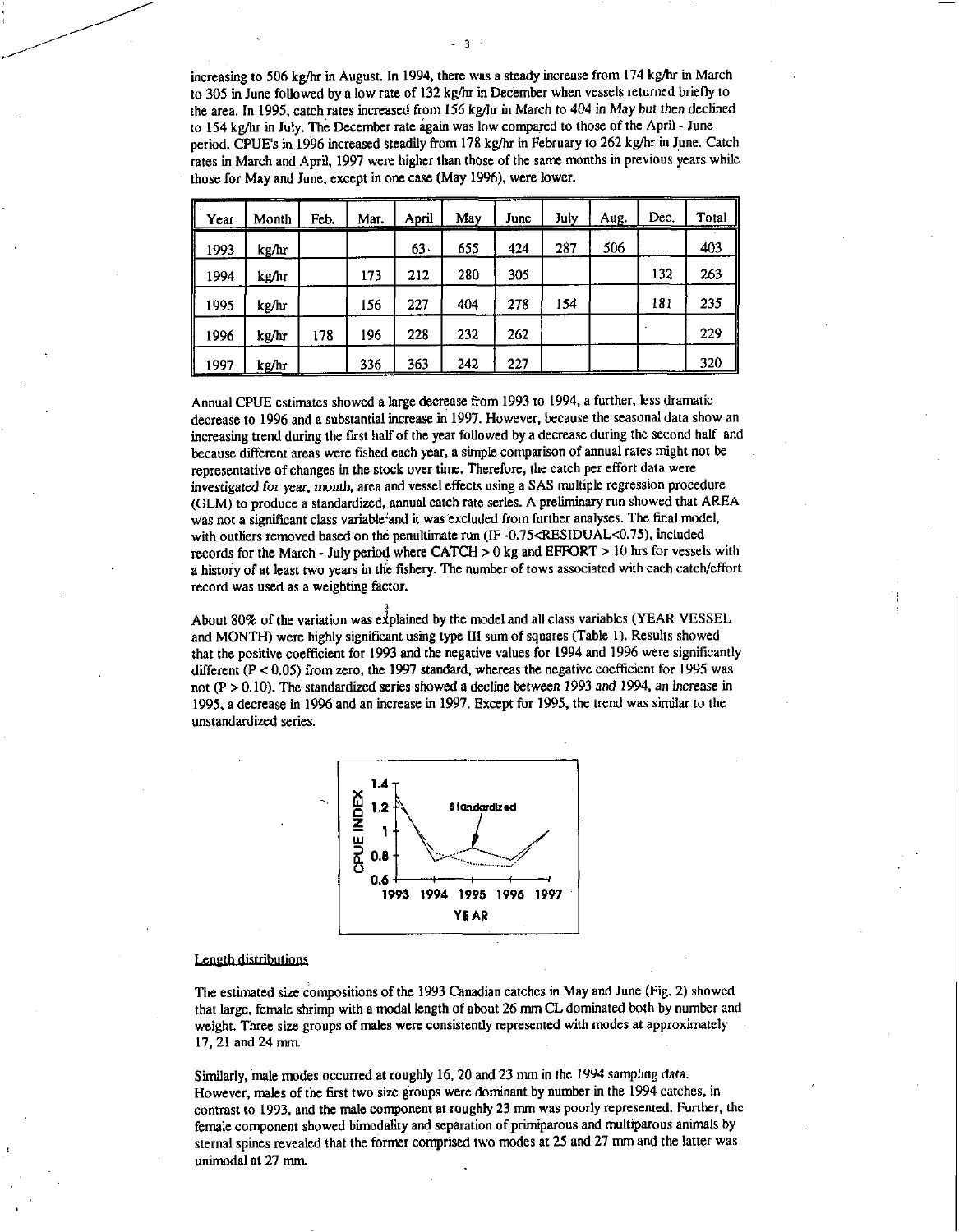increasing to 506 kg/hr in August. In 1994, there was a steady increase from 174 kg/hr in March to 305 in June followed by a low rate of 132 kg/hr in December when vessels returned briefly to the area. In 1995, catch rates increased from 156 kg/hr in March to 404 in May but then declined to 154 kg/hr in July. The December rate again was low compared to those of the April - June period. CPUE's in 1996 increased steadily from 178 kg/hr in February to 262 kg/hr in June. Catch rates in March and April, 1997 were higher than those of the same months in previous years while those for May and June, except in one case (May 1996), were lower.

| Year | Month | Feb. | Mar. | April | May | June | July | Aug. | Dec. | Total |
|---|---|---|---|---|---|---|---|---|---|---|
| 1993 | kg/hr | | | 63 | 655 | 424 | 287 | 506 | | 403 |
| 1994 | kg/hr | | 173 | 212 | 280 | 305 | | | 132 | 263 |
| 1995 | kg/hr | | 156 | 227 | 404 | 278 | 154 | | 181 | 235 |
| 1996 | kg/hr | 178 | 196 | 228 | 232 | 262 | | | | 229 |
| 1997 | kg/hr | | 336 | 363 | 242 | 227 | | | | 320 |

Annual CPUE estimates showed a large decrease from 1993 to 1994, a further, less dramatic decrease to 1996 and a substantial increase in 1997. However, because the seasonal data show an increasing trend during the first half of the year followed by a decrease during the second half and because different areas were fished each year, a simple comparison of annual rates might not be representative of changes in the stock over time. Therefore, the catch per effort data were investigated for year, month, area and vessel effects using a SAS multiple regression procedure (GLM) to produce a standardized, annual catch rate series. A preliminary run showed that AREA was not a significant class variable and it was excluded from further analyses. The final model, with outliers removed based on the penultimate run (IF -0.75<RESIDUAL<0.75), included records for the March - July period where CATCH > 0 kg and EFFORT > 10 hrs for vessels with a history of at least two years in the fishery. The number of tows associated with each catch/effort record was used as a weighting factor.

About 80% of the variation was explained by the model and all class variables (YEAR VESSEL and MONTH) were highly significant using type III sum of squares (Table 1). Results showed that the positive coefficient for 1993 and the negative values for 1994 and 1996 were significantly different ($P < 0.05$) from zero, the 1997 standard, whereas the negative coefficient for 1995 was not ($P > 0.10$). The standardized series showed a decline between 1993 and 1994, an increase in 1995, a decrease in 1996 and an increase in 1997. Except for 1995, the trend was similar to the unstandardized series.

## Length distributions

The estimated size compositions of the 1993 Canadian catches in May and June (Fig. 2) showed that large, female shrimp with a modal length of about 26 mm CL dominated both by number and weight. Three size groups of males were consistently represented with modes at approximately 17, 21 and 24 mm.

Similarly, male modes occurred at roughly 16, 20 and 23 mm in the 1994 sampling data. However, males of the first two size groups were dominant by number in the 1994 catches, in contrast to 1993, and the male component at roughly 23 mm was poorly represented. Further, the female component showed bimodality and separation of primiparous and multiparous animals by sternal spines revealed that the former comprised two modes at 25 and 27 mm and the latter was unimodal at 27 mm.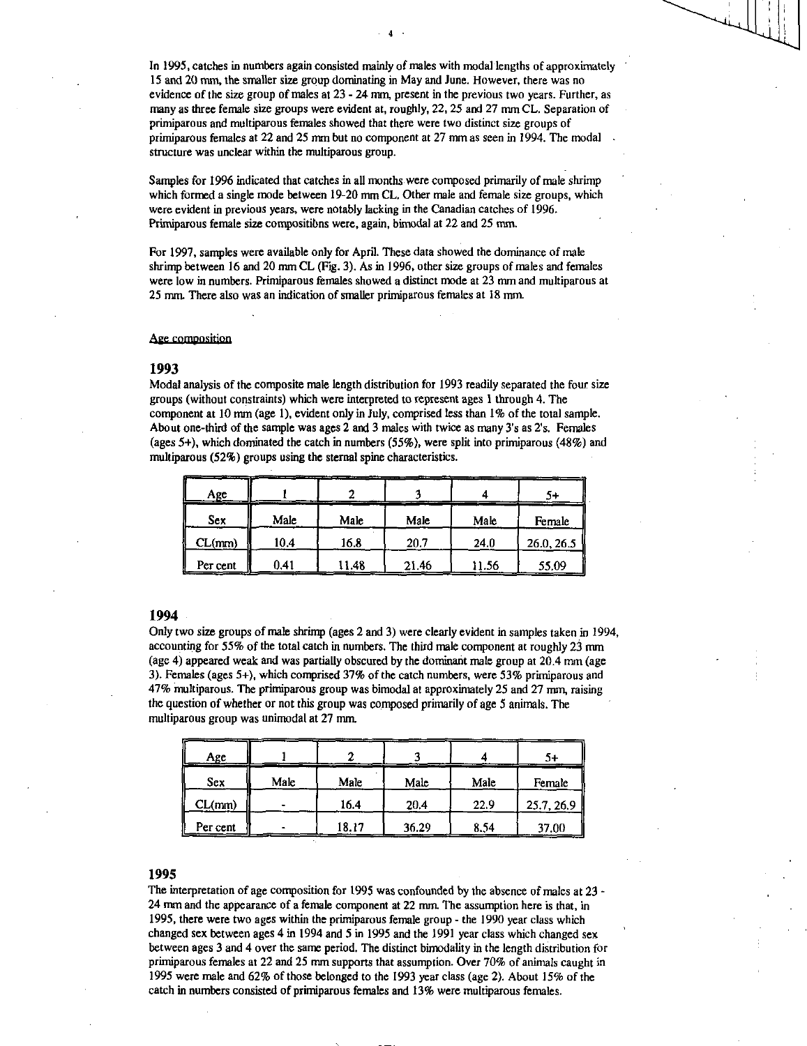In 1995, catches in numbers again consisted mainly of males with modal lengths of approximately 15 and 20 mm, the smaller size group dominating in May and June. However, there was no evidence of the size group of males at 23 - 24 mm, present in the previous two years. Further, as many as three female size groups were evident at, roughly, 22, 25 and 27 mm CL. Separation of primiparous and multiparous females showed that there were two distinct size groups of primiparous females at 22 and 25 mm but no component at 27 mm as seen in 1994. The modal structure was unclear within the multiparous group.

Samples for 1996 indicated that catches in all months were composed primarily of male shrimp which formed a single mode between 19-20 mm CL. Other male and female size groups, which were evident in previous years, were notably lacking in the Canadian catches of 1996. Primiparous female size compositions were, again, bimodal at 22 and 25 mm.

For 1997, samples were available only for April. These data showed the dominance of male shrimp between 16 and 20 mm CL (Fig. 3). As in 1996, other size groups of males and females were low in numbers. Primiparous females showed a distinct mode at 23 mm and multiparous at 25 mm. There also was an indication of smaller primiparous females at 18 mm.

Age composition

## 1993

Modal analysis of the composite male length distribution for 1993 readily separated the four size groups (without constraints) which were interpreted to represent ages 1 through 4. The component at 10 mm (age 1), evident only in July, comprised less than 1% of the total sample. About one-third of the sample was ages 2 and 3 males with twice as many 3's as 2's. Females (ages 5+), which dominated the catch in numbers (55%), were split into primiparous (48%) and multiparous (52%) groups using the sternal spine characteristics.

| Age | 1 | 2 | 3 | 4 | 5+ |
|---|---|---|---|---|---|
| Sex | Male | Male | Male | Male | Female |
| CL(mm) | 10.4 | 16.8 | 20.7 | 24.0 | 26.0, 26.5 |
| Per cent | 0.41 | 11.48 | 21.46 | 11.56 | 55.09 |

## 1994

Only two size groups of male shrimp (ages 2 and 3) were clearly evident in samples taken in 1994, accounting for 55% of the total catch in numbers. The third male component at roughly 23 mm (age 4) appeared weak and was partially obscured by the dominant male group at 20.4 mm (age 3). Females (ages 5+), which comprised 37% of the catch numbers, were 53% primiparous and 47% multiparous. The primiparous group was bimodal at approximately 25 and 27 mm, raising the question of whether or not this group was composed primarily of age 5 animals. The multiparous group was unimodal at 27 mm.

| Age | 1 | 2 | 3 | 4 | 5+ |
|---|---|---|---|---|---|
| Sex | Male | Male | Male | Male | Female |
| CL(mm) | - | 16.4 | 20.4 | 22.9 | 25.7, 26.9 |
| Per cent | - | 18.17 | 36.29 | 8.54 | 37.00 |

## 1995

The interpretation of age composition for 1995 was confounded by the absence of males at 23 - 24 mm and the appearance of a female component at 22 mm. The assumption here is that, in 1995, there were two ages within the primiparous female group - the 1990 year class which changed sex between ages 4 in 1994 and 5 in 1995 and the 1991 year class which changed sex between ages 3 and 4 over the same period. The distinct bimodality in the length distribution for primiparous females at 22 and 25 mm supports that assumption. Over 70% of animals caught in 1995 were male and 62% of those belonged to the 1993 year class (age 2). About 15% of the catch in numbers consisted of primiparous females and 13% were multiparous females.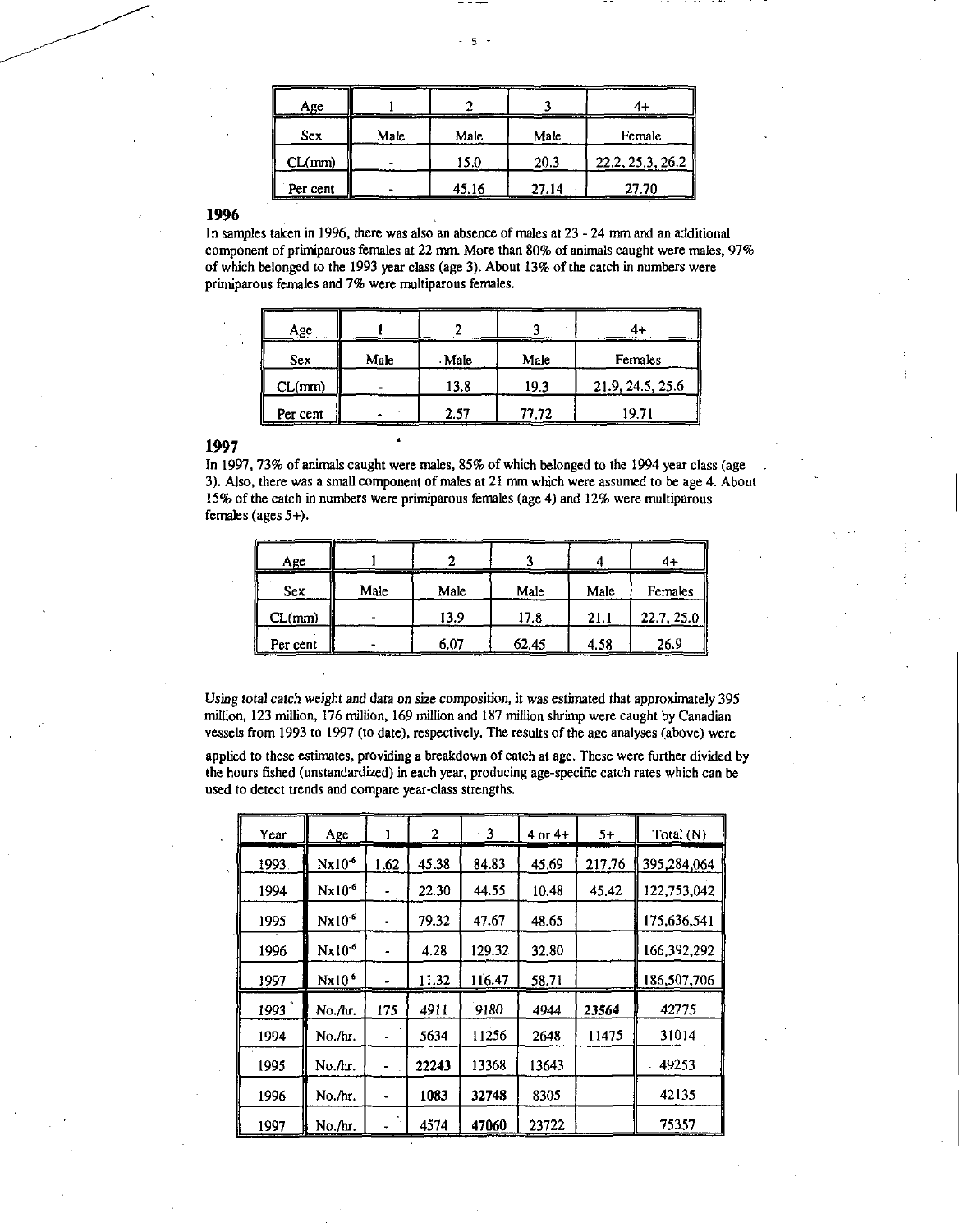| Age | 1 | 2 | 3 | 4+ |
|---|---|---|---|---|
| Sex | Male | Male | Male | Female |
| CL(mm) | - | 15.0 | 20.3 | 22.2, 25.3, 26.2 |
| Per cent | - | 45.16 | 27.14 | 27.70 |

## 1996

In samples taken in 1996, there was also an absence of males at 23 - 24 mm and an additional component of primiparous females at 22 mm. More than 80% of animals caught were males, 97% of which belonged to the 1993 year class (age 3). About 13% of the catch in numbers were primiparous females and 7% were multiparous females.

| Age | 1 | 2 | 3 | 4+ |
|---|---|---|---|---|
| Sex | Male | Male | Male | Females |
| CL(mm) | - | 13.8 | 19.3 | 21.9, 24.5, 25.6 |
| Per cent | - | 2.57 | 77.72 | 19.71 |

## 1997

In 1997, 73% of animals caught were males, 85% of which belonged to the 1994 year class (age 3). Also, there was a small component of males at 21 mm which were assumed to be age 4. About 15% of the catch in numbers were primiparous females (age 4) and 12% were multiparous females (ages 5+).

| Age | 1 | 2 | 3 | 4 | 4+ |
|---|---|---|---|---|---|
| Sex | Male | Male | Male | Male | Females |
| CL(mm) | - | 13.9 | 17.8 | 21.1 | 22.7, 25.0 |
| Per cent | - | 6.07 | 62.45 | 4.58 | 26.9 |

Using total catch weight and data on size composition, it was estimated that approximately 395 million, 123 million, 176 million, 169 million and 187 million shrimp were caught by Canadian vessels from 1993 to 1997 (to date), respectively. The results of the age analyses (above) were applied to these estimates, providing a breakdown of catch at age. These were further divided by the hours fished (unstandardized) in each year, producing age-specific catch rates which can be used to detect trends and compare year-class strengths.

| Year | Age | 1 | 2 | 3 | 4 or 4+ | 5+ | Total (N) |
|---|---|---|---|---|---|---|---|
| 1993 | $N x 10^{-6}$ | 1.62 | 45.38 | 84.83 | 45.69 | 217.76 | 395,284,064 |
| 1994 | $N x 10^{-6}$ | - | 22.30 | 44.55 | 10.48 | 45.42 | 122,753,042 |
| 1995 | $N x 10^{-6}$ | - | 79.32 | 47.67 | 48.65 | | 175,636,541 |
| 1996 | $N x 10^{-6}$ | - | 4.28 | 129.32 | 32.80 | | 166,392,292 |
| 1997 | $N x 10^{-6}$ | - | 11.32 | 116.47 | 58.71 | | 186,507,706 |
| 1993 | No./hr. | 175 | 4911 | 9180 | 4944 | **23564** | 42775 |
| 1994 | No./hr. | - | 5634 | 11256 | 2648 | 11475 | 31014 |
| 1995 | No./hr. | - | **22243** | 13368 | 13643 | | 49253 |
| 1996 | No./hr. | - | **1083** | **32748** | 8305 | | 42135 |
| 1997 | No./hr. | - | 4574 | **47060** | 23722 | | 75357 |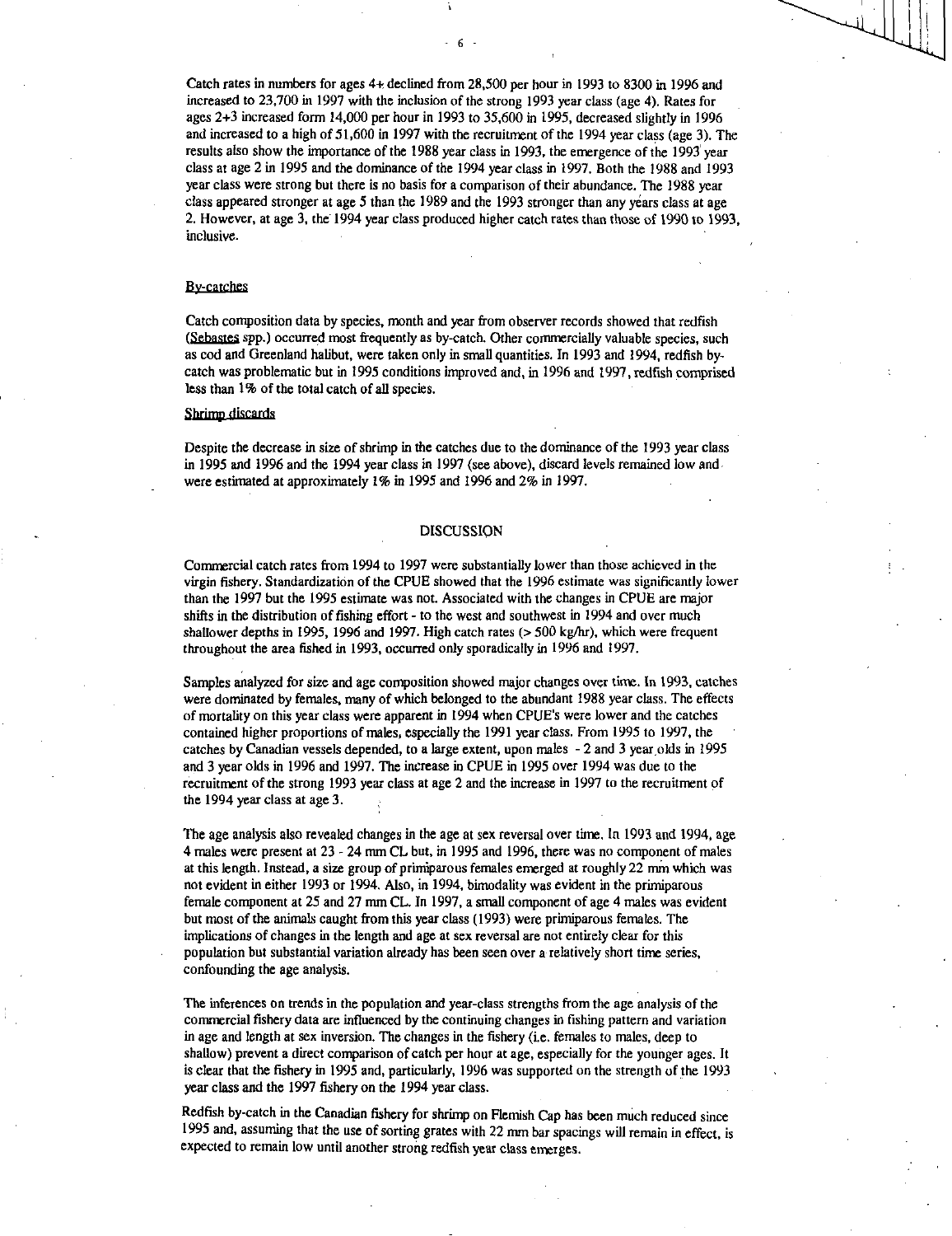Catch rates in numbers for ages 4+ declined from 28,500 per hour in 1993 to 8300 in 1996 and increased to 23,700 in 1997 with the inclusion of the strong 1993 year class (age 4). Rates for ages 2+3 increased form 14,000 per hour in 1993 to 35,600 in 1995, decreased slightly in 1996 and increased to a high of 51,600 in 1997 with the recruitment of the 1994 year class (age 3). The results also show the importance of the 1988 year class in 1993, the emergence of the 1993 year class at age 2 in 1995 and the dominance of the 1994 year class in 1997. Both the 1988 and 1993 year class were strong but there is no basis for a comparison of their abundance. The 1988 year class appeared stronger at age 5 than the 1989 and the 1993 stronger than any years class at age 2. However, at age 3, the 1994 year class produced higher catch rates than those of 1990 to 1993, inclusive.

### By-catches

Catch composition data by species, month and year from observer records showed that redfish (*Sebastes* spp.) occurred most frequently as by-catch. Other commercially valuable species, such as cod and Greenland halibut, were taken only in small quantities. In 1993 and 1994, redfish by-catch was problematic but in 1995 conditions improved and, in 1996 and 1997, redfish comprised less than 1% of the total catch of all species.

### Shrimp discards

Despite the decrease in size of shrimp in the catches due to the dominance of the 1993 year class in 1995 and 1996 and the 1994 year class in 1997 (see above), discard levels remained low and were estimated at approximately 1% in 1995 and 1996 and 2% in 1997.

## DISCUSSION

Commercial catch rates from 1994 to 1997 were substantially lower than those achieved in the virgin fishery. Standardization of the CPUE showed that the 1996 estimate was significantly lower than the 1997 but the 1995 estimate was not. Associated with the changes in CPUE are major shifts in the distribution of fishing effort - to the west and southwest in 1994 and over much shallower depths in 1995, 1996 and 1997. High catch rates (> 500 kg/hr), which were frequent throughout the area fished in 1993, occurred only sporadically in 1996 and 1997.

Samples analyzed for size and age composition showed major changes over time. In 1993, catches were dominated by females, many of which belonged to the abundant 1988 year class. The effects of mortality on this year class were apparent in 1994 when CPUE's were lower and the catches contained higher proportions of males, especially the 1991 year class. From 1995 to 1997, the catches by Canadian vessels depended, to a large extent, upon males - 2 and 3 year olds in 1995 and 3 year olds in 1996 and 1997. The increase in CPUE in 1995 over 1994 was due to the recruitment of the strong 1993 year class at age 2 and the increase in 1997 to the recruitment of the 1994 year class at age 3.

The age analysis also revealed changes in the age at sex reversal over time. In 1993 and 1994, age 4 males were present at 23 - 24 mm CL but, in 1995 and 1996, there was no component of males at this length. Instead, a size group of primiparous females emerged at roughly 22 mm which was not evident in either 1993 or 1994. Also, in 1994, bimodality was evident in the primiparous female component at 25 and 27 mm CL. In 1997, a small component of age 4 males was evident but most of the animals caught from this year class (1993) were primiparous females. The implications of changes in the length and age at sex reversal are not entirely clear for this population but substantial variation already has been seen over a relatively short time series, confounding the age analysis.

The inferences on trends in the population and year-class strengths from the age analysis of the commercial fishery data are influenced by the continuing changes in fishing pattern and variation in age and length at sex inversion. The changes in the fishery (i.e. females to males, deep to shallow) prevent a direct comparison of catch per hour at age, especially for the younger ages. It is clear that the fishery in 1995 and, particularly, 1996 was supported on the strength of the 1993 year class and the 1997 fishery on the 1994 year class.

Redfish by-catch in the Canadian fishery for shrimp on Flemish Cap has been much reduced since 1995 and, assuming that the use of sorting grates with 22 mm bar spacings will remain in effect, is expected to remain low until another strong redfish year class emerges.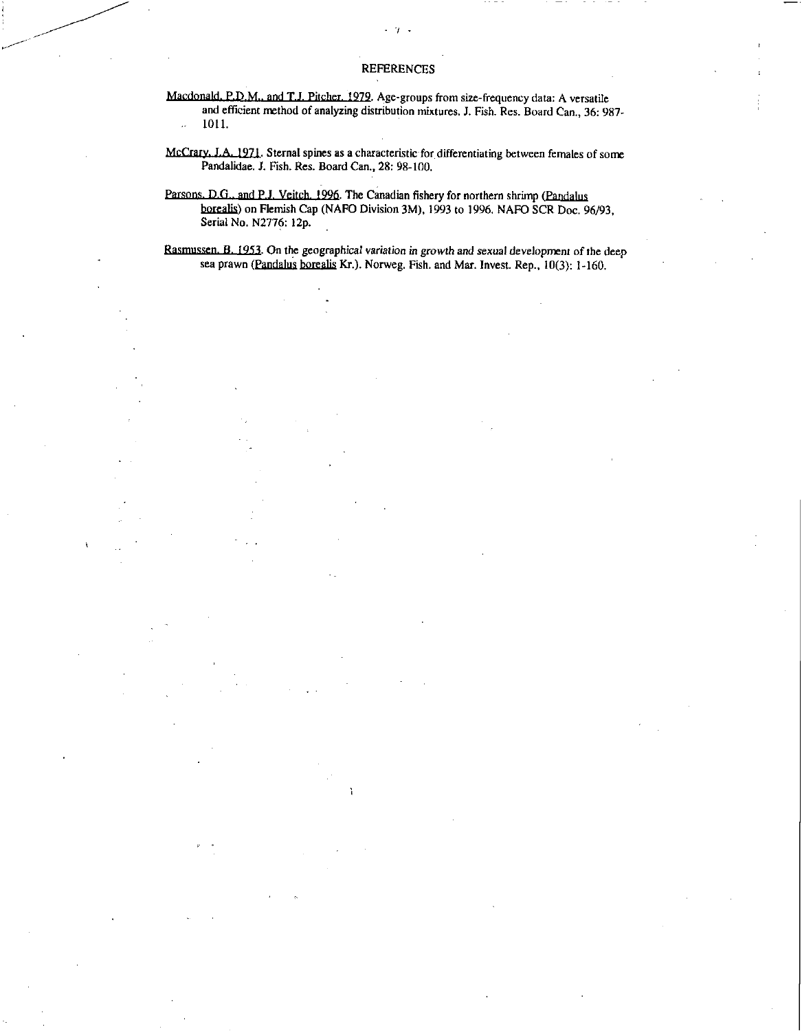# REFERENCES

Macdonald, P.D.M., and T.J. Pitcher. 1979. Age-groups from size-frequency data: A versatile and efficient method of analyzing distribution mixtures. J. Fish. Res. Board Can., 36: 987-1011.

McCrary, J.A. 1971. Sternal spines as a characteristic for differentiating between females of some Pandalidae. J. Fish. Res. Board Can., 28: 98-100.

Parsons, D.G., and P.J. Veitch. 1996. The Canadian fishery for northern shrimp (Pandalus borealis) on Flemish Cap (NAFO Division 3M), 1993 to 1996. NAFO SCR Doc. 96/93, Serial No. N2776: 12p.

Rasmussen, B. 1953. On the geographical variation in growth and sexual development of the deep sea prawn (Pandalus borealis Kr.). Norweg. Fish. and Mar. Invest. Rep., 10(3): 1-160.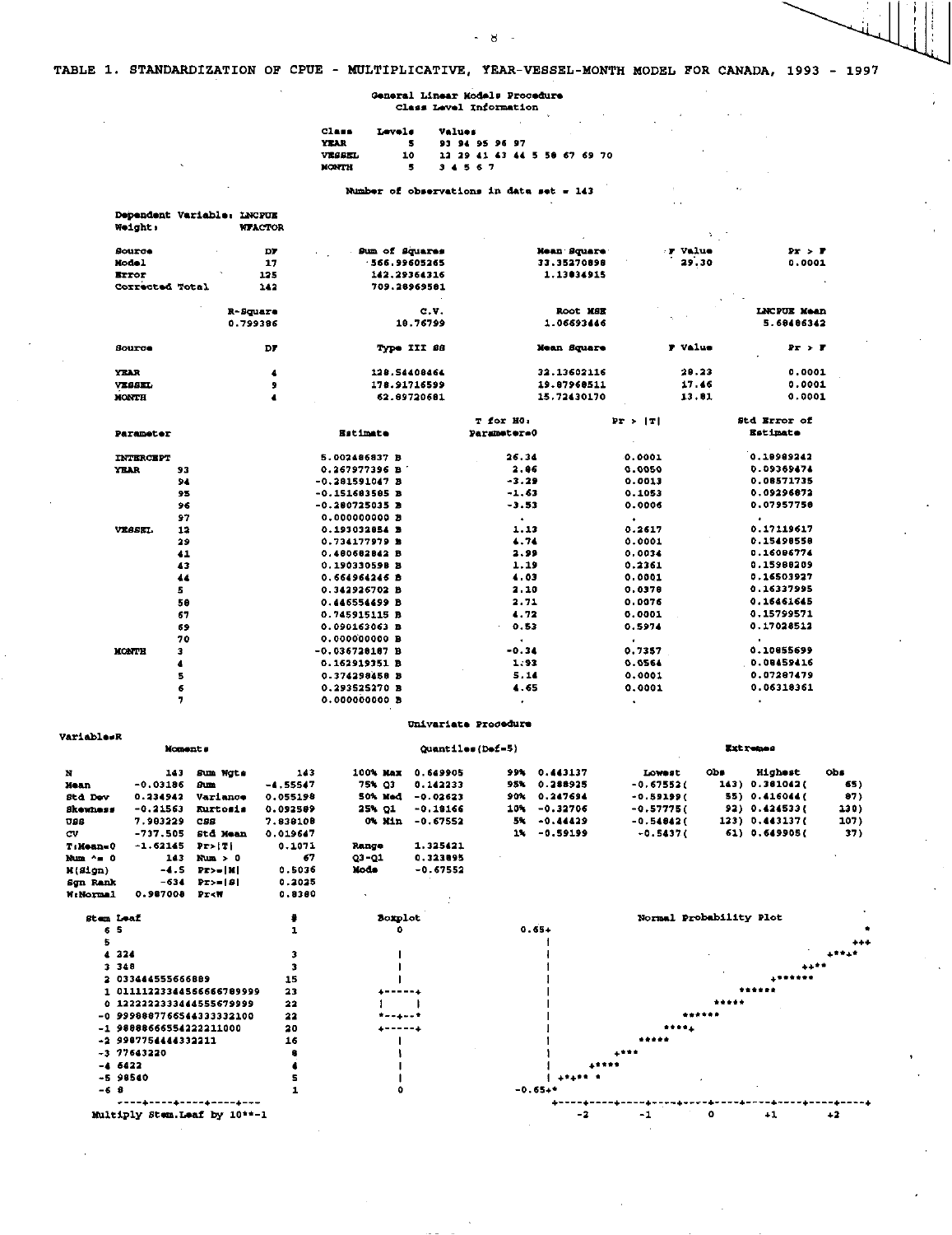# TABLE 1. STANDARDIZATION OF CPUE - MULTIPLICATIVE, YEAR-VESSEL-MONTH MODEL FOR CANADA, 1993 - 1997

General Linear Models Procedure
Class Level Information

| Class | Levels | Values |
|---|---|---|
| YEAR | 5 | 93 94 95 96 97 |
| VESSEL | 10 | 12 29 41 43 44 5 58 67 69 70 |
| MONTH | 5 | 3 4 5 6 7 |

Number of observations in data set = 143

Dependent Variable: LNCPUE
Weight: WFACTOR

| Source | DF | Sum of Squares | Mean Square | F Value | Pr > F |
|---|---|---|---|---|---|
| Model | 17 | 566.99605265 | 33.35270898 | 29.30 | 0.0001 |
| Error | 125 | 142.29364316 | 1.13834915 | | |
| Corrected Total | 142 | 709.28969581 | | | |

| R-Square | C.V. | Root MSE | LNCPUE Mean |
|---|---|---|---|
| 0.799386 | 18.76799 | 1.06693446 | 5.68486342 |

| Source | DF | Type III SS | Mean Square | F Value | Pr > F |
|---|---|---|---|---|---|
| YEAR | 4 | 128.54408464 | 32.13602116 | 28.23 | 0.0001 |
| VESSEL | 9 | 178.91716599 | 19.87968511 | 17.46 | 0.0001 |
| MONTH | 4 | 62.89720681 | 15.72430170 | 13.81 | 0.0001 |

| Parameter | | Estimate | T for H0: Parameter=0 | Pr > \|T\| | Std Error of Estimate |
|---|---|---|---|---|---|
| INTERCEPT | | 5.002486837 B | 26.34 | 0.0001 | 0.18989242 |
| YEAR | 93 | 0.267977396 B | 2.86 | 0.0050 | 0.09369474 |
| | 94 | -0.281591047 B | -3.29 | 0.0013 | 0.08571735 |
| | 95 | -0.151683585 B | -1.63 | 0.1053 | 0.09296872 |
| | 96 | -0.280725035 B | -3.53 | 0.0006 | 0.07957758 |
| | 97 | 0.000000000 B | . | . | . |
| VESSEL | 12 | 0.193032854 B | 1.13 | 0.2617 | 0.17119617 |
| | 29 | 0.734177979 B | 4.74 | 0.0001 | 0.15498558 |
| | 41 | 0.480682842 B | 2.99 | 0.0034 | 0.16086774 |
| | 43 | 0.190330598 B | 1.19 | 0.2361 | 0.15988209 |
| | 44 | 0.664964246 B | 4.03 | 0.0001 | 0.16503927 |
| | 5 | 0.342926702 B | 2.10 | 0.0378 | 0.16337995 |
| | 58 | 0.446554699 B | 2.71 | 0.0076 | 0.16461645 |
| | 67 | 0.745915115 B | 4.72 | 0.0001 | 0.15799571 |
| | 69 | 0.090163063 B | 0.53 | 0.5974 | 0.17028512 |
| | 70 | 0.000000000 B | . | . | . |
| MONTH | 3 | -0.036728187 B | -0.34 | 0.7357 | 0.10855699 |
| | 4 | 0.162919351 B | 1.93 | 0.0564 | 0.08459416 |
| | 5 | 0.374298458 B | 5.14 | 0.0001 | 0.07287479 |
| | 6 | 0.293525270 B | 4.65 | 0.0001 | 0.06318361 |
| | 7 | 0.000000000 B | . | . | . |

Univariate Procedure

Variable=R

**Moments**

| | | | |
|---|---|---|---|
| N | 143 | Sum Wgts | 143 |
| Mean | -0.03186 | Sum | -4.55547 |
| Std Dev | 0.234942 | Variance | 0.055198 |
| Skewness | -0.21563 | Kurtosis | 0.092589 |
| USS | 7.983229 | CSS | 7.838108 |
| CV | -737.505 | Std Mean | 0.019647 |
| T:Mean=0 | -1.62145 | Pr>\|T\| | 0.1071 |
| Num ^= 0 | 143 | Num > 0 | 67 |
| M(Sign) | -4.5 | Pr>=\|M\| | 0.5036 |
| Sgn Rank | -634 | Pr>=\|S\| | 0.2025 |
| W:Normal | 0.987008 | Pr<W | 0.8380 |

**Quantiles(Def=5)**

| | | | |
|---|---|---|---|
| 100% Max | 0.649905 | 99% | 0.443137 |
| 75% Q3 | 0.142233 | 95% | 0.288925 |
| 50% Med | -0.02623 | 90% | 0.247634 |
| 25% Q1 | -0.18166 | 10% | -0.32706 |
| 0% Min | -0.67552 | 5% | -0.44429 |
| | | 1% | -0.59199 |
| Range | 1.325421 | | |
| Q3-Q1 | 0.323895 | | |
| Mode | -0.67552 | | |

**Extremes**

| Lowest | Obs | Highest | Obs |
|---|---|---|---|
| -0.67552( | 143) | 0.381042( | 65) |
| -0.59199( | 55) | 0.416044( | 87) |
| -0.57775( | 92) | 0.424533( | 130) |
| -0.54842( | 123) | 0.443137( | 107) |
| -0.5437( | 61) | 0.649905( | 37) |

```
Stem Leaf                          #    Boxplot
   6 5                             1       0
   5
   4 224                           3       |
   3 348                           3       |
   2 033444555666889              15       |
   1 01111223344566666789999      23    +-----+
   0 1222222333444555679999       22    |     |
  -0 9998887766544333332100       22    *--+--*
  -1 98888666554222211000         20    +-----+
  -2 9987754444332211             16       |
  -3 77643220                      8       |
  -4 6422                          4       |
  -5 98540                         5       |
  -6 8                             1       0
     ----+----+----+----+---
Multiply Stem.Leaf by 10**-1
```

```
                    Normal Probability Plot
 0.65+                                                  *
     |                                                +++
     |                                             +**+*
     |                                          ++**
     |                                     +******
     |                                ******
     |                            *****
     |                       ******
     |                   ****+
     |               *****
     |           +***
     |        +****
     | ++*+** *
-0.65+*
      +----+----+----+----+----+----+----+----+----+----+
          -2        -1         0        +1        +2
```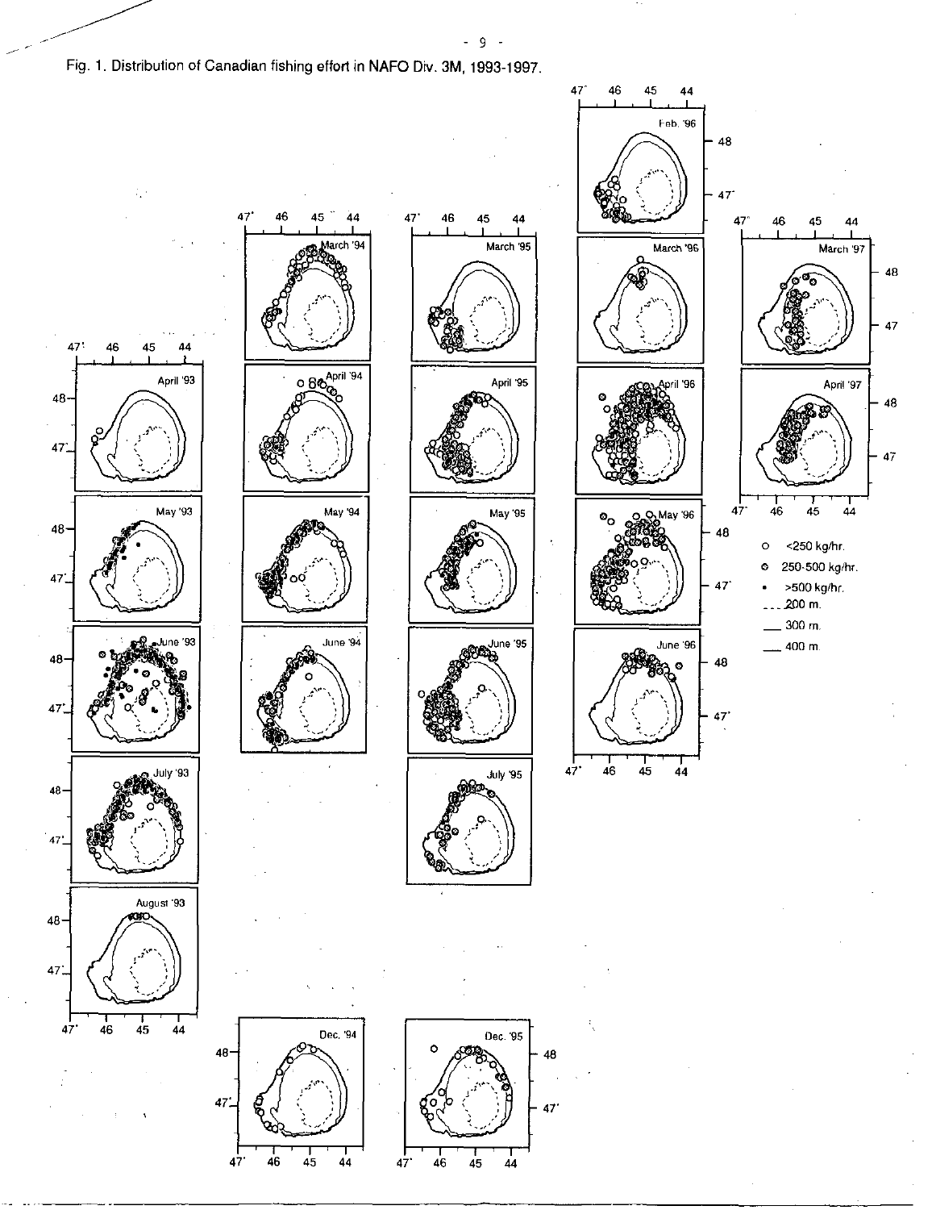Fig. 1. Distribution of Canadian fishing effort in NAFO Div. 3M, 1993-1997.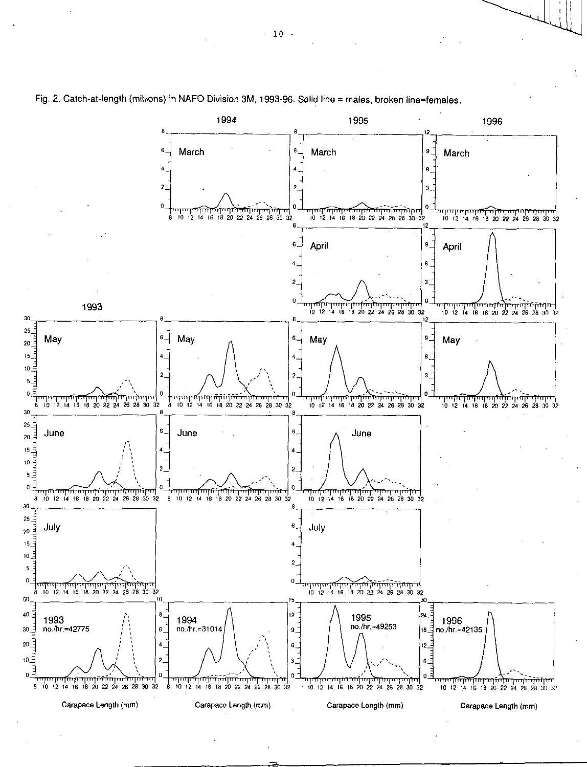Fig. 2. Catch-at-length (millions) in NAFO Division 3M, 1993-96. Solid line = males, broken line=females.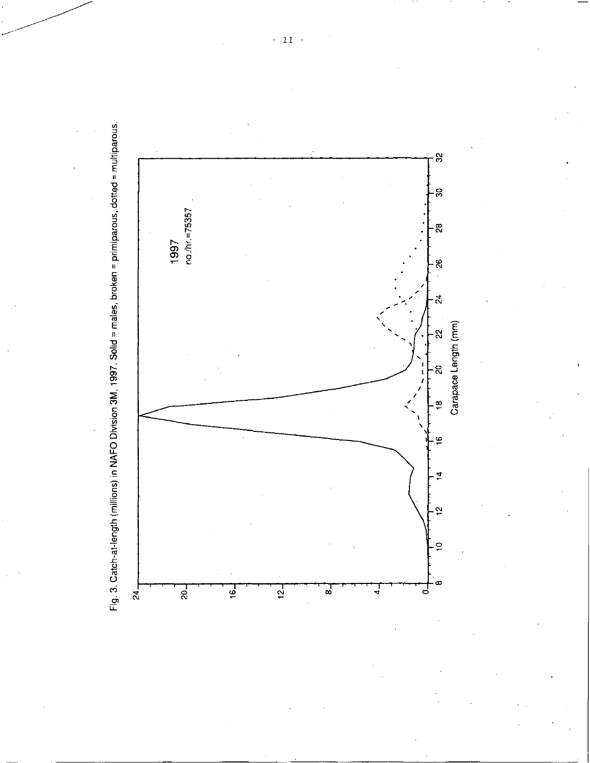Fig. 3. Catch-at-length (millions) in NAFO Division 3M, 1997. Solid = males, broken = primiparous, dotted = multiparous.

1997
no./hr.=75357

24
20
16
12
8
4
0

8
10
12
14
16
18
20
22
24
26
28
30
32

Carapace Length (mm)